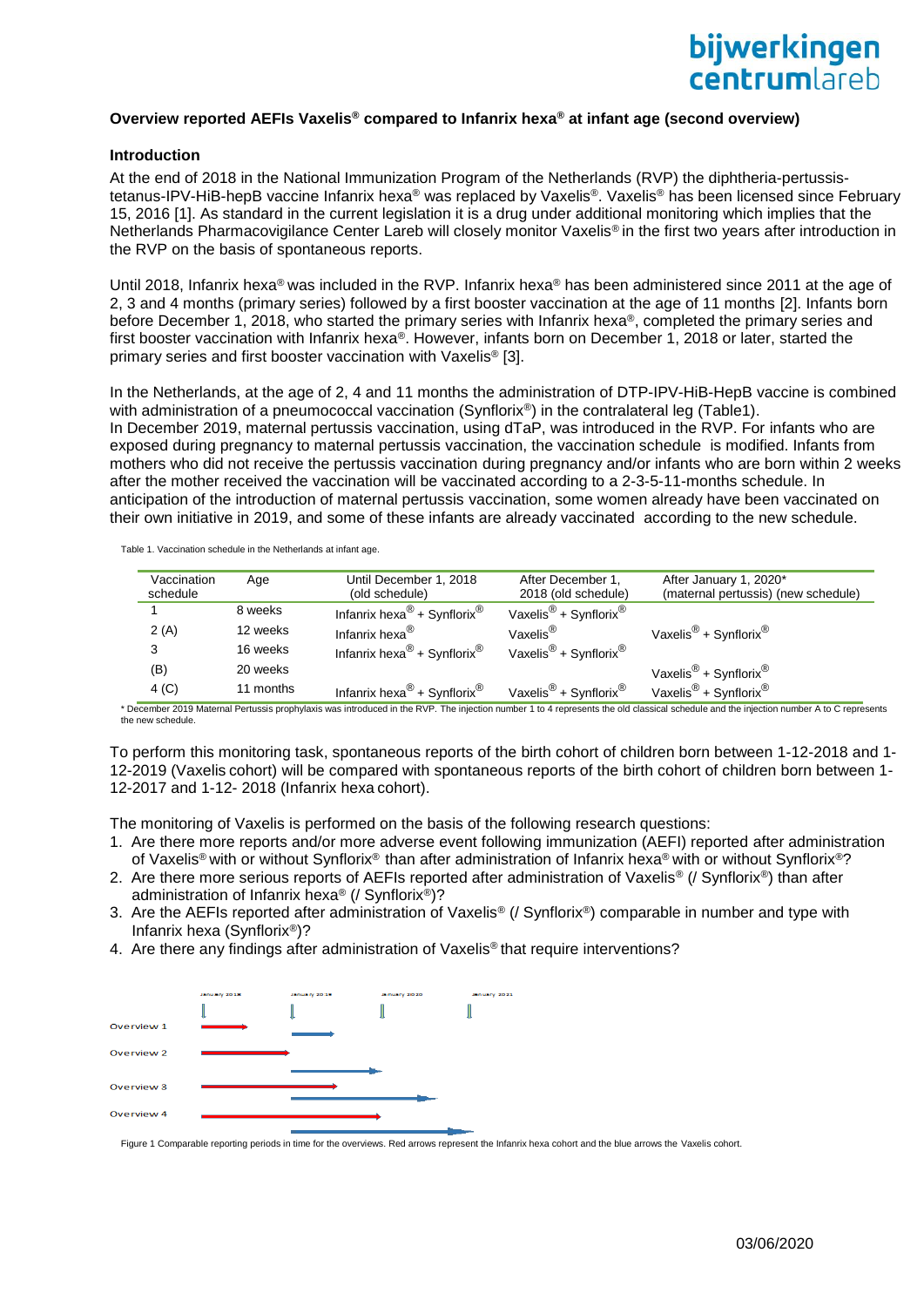## Overview reported AEFIs Vaxelis® compared to Infanrix hexa® at infant age (second overview)

### Introduction

At the end of 2018 in the National Immunization Program of the Netherlands (RVP) the diphtheria-pertussis-tetanus-IPV-HiB-hepB vaccine Infanrix hexa® was replaced by Vaxelis®. Vaxelis® has been licensed since February 15, 2016 [1]. As standard in the current legislation it is a drug under additional monitoring which implies that the Netherlands Pharmacovigilance Center Lareb will closely monitor Vaxelis® in the first two years after introduction in the RVP on the basis of spontaneous reports.

Until 2018, Infanrix hexa® was included in the RVP. Infanrix hexa® has been administered since 2011 at the age of 2, 3 and 4 months (primary series) followed by a first booster vaccination at the age of 11 months [2]. Infants born before December 1, 2018, who started the primary series with Infanrix hexa®, completed the primary series and first booster vaccination with Infanrix hexa®. However, infants born on December 1, 2018 or later, started the primary series and first booster vaccination with Vaxelis® [3].

In the Netherlands, at the age of 2, 4 and 11 months the administration of DTP-IPV-HiB-HepB vaccine is combined with administration of a pneumococcal vaccination (Synflorix®) in the contralateral leg (Table1).
In December 2019, maternal pertussis vaccination, using dTaP, was introduced in the RVP. For infants who are exposed during pregnancy to maternal pertussis vaccination, the vaccination schedule is modified. Infants from mothers who did not receive the pertussis vaccination during pregnancy and/or infants who are born within 2 weeks after the mother received the vaccination will be vaccinated according to a 2-3-5-11-months schedule. In anticipation of the introduction of maternal pertussis vaccination, some women already have been vaccinated on their own initiative in 2019, and some of these infants are already vaccinated according to the new schedule.

Table 1. Vaccination schedule in the Netherlands at infant age.

| Vaccination schedule | Age | Until December 1, 2018 (old schedule) | After December 1, 2018 (old schedule) | After January 1, 2020* (maternal pertussis) (new schedule) |
|---|---|---|---|---|
| 1 | 8 weeks | Infanrix hexa® + Synflorix® | Vaxelis® + Synflorix® | |
| 2 (A) | 12 weeks | Infanrix hexa® | Vaxelis® | Vaxelis® + Synflorix® |
| 3 | 16 weeks | Infanrix hexa® + Synflorix® | Vaxelis® + Synflorix® | |
| (B) | 20 weeks | | | Vaxelis® + Synflorix® |
| 4 (C) | 11 months | Infanrix hexa® + Synflorix® | Vaxelis® + Synflorix® | Vaxelis® + Synflorix® |

\* December 2019 Maternal Pertussis prophylaxis was introduced in the RVP. The injection number 1 to 4 represents the old classical schedule and the injection number A to C represents the new schedule.

To perform this monitoring task, spontaneous reports of the birth cohort of children born between 1-12-2018 and 1-12-2019 (Vaxelis cohort) will be compared with spontaneous reports of the birth cohort of children born between 1-12-2017 and 1-12- 2018 (Infanrix hexa cohort).

The monitoring of Vaxelis is performed on the basis of the following research questions:

1. Are there more reports and/or more adverse event following immunization (AEFI) reported after administration of Vaxelis® with or without Synflorix® than after administration of Infanrix hexa® with or without Synflorix®?
2. Are there more serious reports of AEFIs reported after administration of Vaxelis® (/ Synflorix®) than after administration of Infanrix hexa® (/ Synflorix®)?
3. Are the AEFIs reported after administration of Vaxelis® (/ Synflorix®) comparable in number and type with Infanrix hexa (Synflorix®)?
4. Are there any findings after administration of Vaxelis® that require interventions?

January 2018 | January 2019 | January 2020 | January 2021

Overview 1

Overview 2

Overview 3

Overview 4

Figure 1 Comparable reporting periods in time for the overviews. Red arrows represent the Infanrix hexa cohort and the blue arrows the Vaxelis cohort.

03/06/2020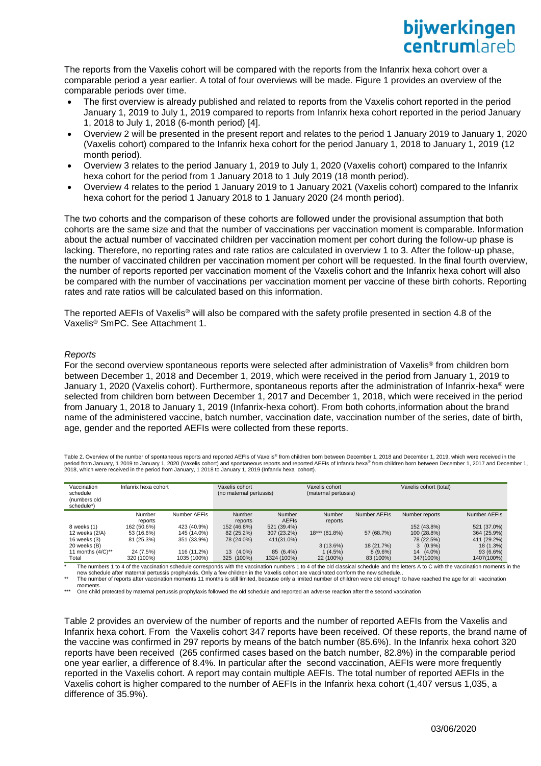The reports from the Vaxelis cohort will be compared with the reports from the Infanrix hexa cohort over a comparable period a year earlier. A total of four overviews will be made. Figure 1 provides an overview of the comparable periods over time.

- The first overview is already published and related to reports from the Vaxelis cohort reported in the period January 1, 2019 to July 1, 2019 compared to reports from Infanrix hexa cohort reported in the period January 1, 2018 to July 1, 2018 (6-month period) [4].
- Overview 2 will be presented in the present report and relates to the period 1 January 2019 to January 1, 2020 (Vaxelis cohort) compared to the Infanrix hexa cohort for the period January 1, 2018 to January 1, 2019 (12 month period).
- Overview 3 relates to the period January 1, 2019 to July 1, 2020 (Vaxelis cohort) compared to the Infanrix hexa cohort for the period from 1 January 2018 to 1 July 2019 (18 month period).
- Overview 4 relates to the period 1 January 2019 to 1 January 2021 (Vaxelis cohort) compared to the Infanrix hexa cohort for the period 1 January 2018 to 1 January 2020 (24 month period).

The two cohorts and the comparison of these cohorts are followed under the provisional assumption that both cohorts are the same size and that the number of vaccinations per vaccination moment is comparable. Information about the actual number of vaccinated children per vaccination moment per cohort during the follow-up phase is lacking. Therefore, no reporting rates and rate ratios are calculated in overview 1 to 3. After the follow-up phase, the number of vaccinated children per vaccination moment per cohort will be requested. In the final fourth overview, the number of reports reported per vaccination moment of the Vaxelis cohort and the Infanrix hexa cohort will also be compared with the number of vaccinations per vaccination moment per vaccine of these birth cohorts. Reporting rates and rate ratios will be calculated based on this information.

The reported AEFIs of Vaxelis® will also be compared with the safety profile presented in section 4.8 of the Vaxelis® SmPC. See Attachment 1.

*Reports*

For the second overview spontaneous reports were selected after administration of Vaxelis® from children born between December 1, 2018 and December 1, 2019, which were received in the period from January 1, 2019 to January 1, 2020 (Vaxelis cohort). Furthermore, spontaneous reports after the administration of Infanrix-hexa® were selected from children born between December 1, 2017 and December 1, 2018, which were received in the period from January 1, 2018 to January 1, 2019 (Infanrix-hexa cohort). From both cohorts,information about the brand name of the administered vaccine, batch number, vaccination date, vaccination number of the series, date of birth, age, gender and the reported AEFIs were collected from these reports.

Table 2. Overview of the number of spontaneous reports and reported AEFIs of Vaxelis® from children born between December 1, 2018 and December 1, 2019, which were received in the period from January, 1 2019 to January 1, 2020 (Vaxelis cohort) and spontaneous reports and reported AEFIs of Infanrix hexa® from children born between December 1, 2017 and December 1, 2018, which were received in the period from January, 1 2018 to January 1, 2019 (Infanrix hexa cohort).

| Vaccination schedule (numbers old schedule*) | Infanrix hexa cohort | | Vaxelis cohort (no maternal pertussis) | | Vaxelis cohort (maternal pertussis) | | Vaxelis cohort (total) | |
|---|---|---|---|---|---|---|---|---|
| | Number reports | Number AEFIs | Number reports | Number AEFIs | Number reports | Number AEFIs | Number reports | Number AEFIs |
| 8 weeks (1) | 162 (50.6%) | 423 (40.9%) | 152 (46.8%) | 521 (39.4%) | | | 152 (43.8%) | 521 (37.0%) |
| 12 weeks (2/A) | 53 (16.6%) | 145 (14.0%) | 82 (25.2%) | 307 (23.2%) | 18*** (81.8%) | 57 (68.7%) | 100 (28.8%) | 364 (25.9%) |
| 16 weeks (3) | 81 (25.3%) | 351 (33.9%) | 78 (24.0%) | 411(31.0%) | | | 78 (22.5%) | 411 (29.2%) |
| 20 weeks (B) | | | | | 3 (13.6%) | 18 (21.7%) | 3 (0.9%) | 18 (1.3%) |
| 11 months (4/C)** | 24 (7.5%) | 116 (11.2%) | 13 (4.0%) | 85 (6.4%) | 1 (4.5%) | 8 (9.6%) | 14 (4.0%) | 93 (6.6%) |
| Total | 320 (100%) | 1035 (100%) | 325 (100%) | 1324 (100%) | 22 (100%) | 83 (100%) | 347(100%) | 1407(100%) |

\* The numbers 1 to 4 of the vaccination schedule corresponds with the vaccination numbers 1 to 4 of the old classical schedule and the letters A to C with the vaccination moments in the new schedule after maternal pertussis prophylaxis. Only a few children in the Vaxelis cohort are vaccinated conform the new schedule..

\*\* The number of reports after vaccination moments 11 months is still limited, because only a limited number of children were old enough to have reached the age for all vaccination moments.

\*\*\* One child protected by maternal pertussis prophylaxis followed the old schedule and reported an adverse reaction after the second vaccination

Table 2 provides an overview of the number of reports and the number of reported AEFIs from the Vaxelis and Infanrix hexa cohort. From the Vaxelis cohort 347 reports have been received. Of these reports, the brand name of the vaccine was confirmed in 297 reports by means of the batch number (85.6%). In the Infanrix hexa cohort 320 reports have been received (265 confirmed cases based on the batch number, 82.8%) in the comparable period one year earlier, a difference of 8.4%. In particular after the second vaccination, AEFIs were more frequently reported in the Vaxelis cohort. A report may contain multiple AEFIs. The total number of reported AEFIs in the Vaxelis cohort is higher compared to the number of AEFIs in the Infanrix hexa cohort (1,407 versus 1,035, a difference of 35.9%).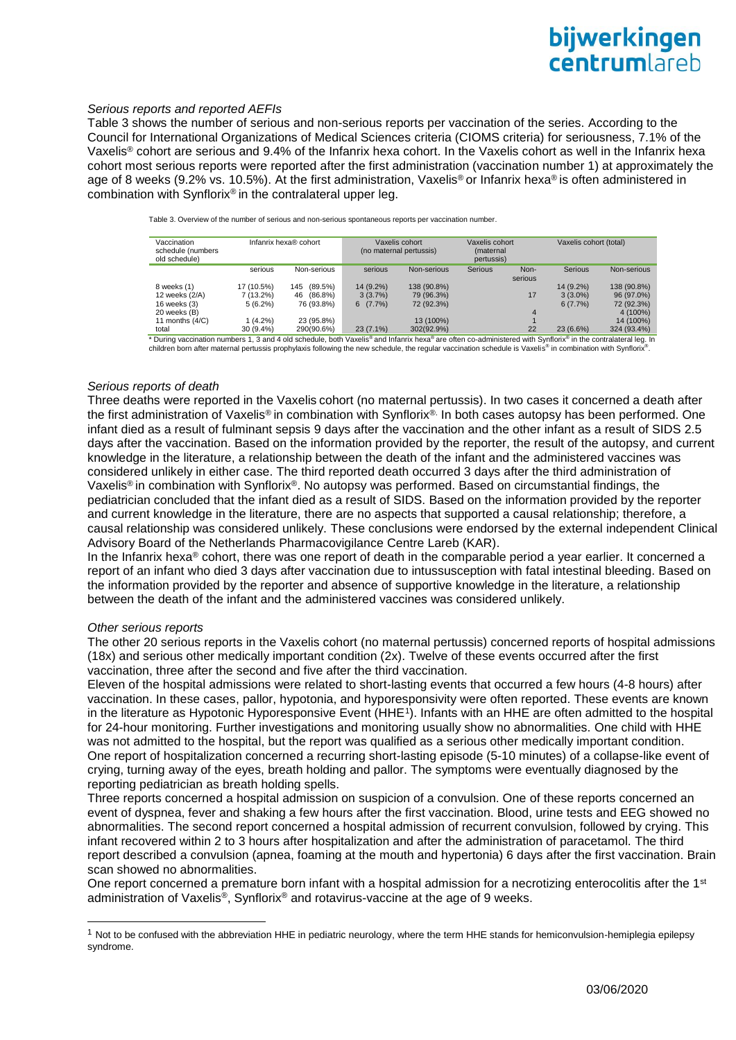*Serious reports and reported AEFIs*

Table 3 shows the number of serious and non-serious reports per vaccination of the series. According to the Council for International Organizations of Medical Sciences criteria (CIOMS criteria) for seriousness, 7.1% of the Vaxelis® cohort are serious and 9.4% of the Infanrix hexa cohort. In the Vaxelis cohort as well in the Infanrix hexa cohort most serious reports were reported after the first administration (vaccination number 1) at approximately the age of 8 weeks (9.2% vs. 10.5%). At the first administration, Vaxelis® or Infanrix hexa® is often administered in combination with Synflorix® in the contralateral upper leg.

Table 3. Overview of the number of serious and non-serious spontaneous reports per vaccination number.

| Vaccination schedule (numbers old schedule) | Infanrix hexa® cohort | | Vaxelis cohort (no maternal pertussis) | | Vaxelis cohort (maternal pertussis) | | Vaxelis cohort (total) | |
|---|---|---|---|---|---|---|---|---|
| | serious | Non-serious | serious | Non-serious | Serious | Non-serious | Serious | Non-serious |
| 8 weeks (1) | 17 (10.5%) | 145 (89.5%) | 14 (9.2%) | 138 (90.8%) | | | 14 (9.2%) | 138 (90.8%) |
| 12 weeks (2/A) | 7 (13.2%) | 46 (86.8%) | 3 (3.7%) | 79 (96.3%) | | 17 | 3 (3.0%) | 96 (97.0%) |
| 16 weeks (3) | 5 (6.2%) | 76 (93.8%) | 6 (7.7%) | 72 (92.3%) | | | 6 (7.7%) | 72 (92.3%) |
| 20 weeks (B) | | | | | | 4 | | 4 (100%) |
| 11 months (4/C) | 1 (4.2%) | 23 (95.8%) | | 13 (100%) | | 1 | | 14 (100%) |
| total | 30 (9.4%) | 290(90.6%) | 23 (7.1%) | 302(92.9%) | | 22 | 23 (6.6%) | 324 (93.4%) |

* During vaccination numbers 1, 3 and 4 old schedule, both Vaxelis® and Infanrix hexa® are often co-administered with Synflorix® in the contralateral leg. In children born after maternal pertussis prophylaxis following the new schedule, the regular vaccination schedule is Vaxelis® in combination with Synflorix®.

*Serious reports of death*

Three deaths were reported in the Vaxelis cohort (no maternal pertussis). In two cases it concerned a death after the first administration of Vaxelis® in combination with Synflorix®. In both cases autopsy has been performed. One infant died as a result of fulminant sepsis 9 days after the vaccination and the other infant as a result of SIDS 2.5 days after the vaccination. Based on the information provided by the reporter, the result of the autopsy, and current knowledge in the literature, a relationship between the death of the infant and the administered vaccines was considered unlikely in either case. The third reported death occurred 3 days after the third administration of Vaxelis® in combination with Synflorix®. No autopsy was performed. Based on circumstantial findings, the pediatrician concluded that the infant died as a result of SIDS. Based on the information provided by the reporter and current knowledge in the literature, there are no aspects that supported a causal relationship; therefore, a causal relationship was considered unlikely. These conclusions were endorsed by the external independent Clinical Advisory Board of the Netherlands Pharmacovigilance Centre Lareb (KAR).

In the Infanrix hexa® cohort, there was one report of death in the comparable period a year earlier. It concerned a report of an infant who died 3 days after vaccination due to intussusception with fatal intestinal bleeding. Based on the information provided by the reporter and absence of supportive knowledge in the literature, a relationship between the death of the infant and the administered vaccines was considered unlikely.

*Other serious reports*

The other 20 serious reports in the Vaxelis cohort (no maternal pertussis) concerned reports of hospital admissions (18x) and serious other medically important condition (2x). Twelve of these events occurred after the first vaccination, three after the second and five after the third vaccination.

Eleven of the hospital admissions were related to short-lasting events that occurred a few hours (4-8 hours) after vaccination. In these cases, pallor, hypotonia, and hyporesponsivity were often reported. These events are known in the literature as Hypotonic Hyporesponsive Event (HHE[1]). Infants with an HHE are often admitted to the hospital for 24-hour monitoring. Further investigations and monitoring usually show no abnormalities. One child with HHE was not admitted to the hospital, but the report was qualified as a serious other medically important condition.

One report of hospitalization concerned a recurring short-lasting episode (5-10 minutes) of a collapse-like event of crying, turning away of the eyes, breath holding and pallor. The symptoms were eventually diagnosed by the reporting pediatrician as breath holding spells.

Three reports concerned a hospital admission on suspicion of a convulsion. One of these reports concerned an event of dyspnea, fever and shaking a few hours after the first vaccination. Blood, urine tests and EEG showed no abnormalities. The second report concerned a hospital admission of recurrent convulsion, followed by crying. This infant recovered within 2 to 3 hours after hospitalization and after the administration of paracetamol. The third report described a convulsion (apnea, foaming at the mouth and hypertonia) 6 days after the first vaccination. Brain scan showed no abnormalities.

One report concerned a premature born infant with a hospital admission for a necrotizing enterocolitis after the 1st administration of Vaxelis®, Synflorix® and rotavirus-vaccine at the age of 9 weeks.

[1] Not to be confused with the abbreviation HHE in pediatric neurology, where the term HHE stands for hemiconvulsion-hemiplegia epilepsy syndrome.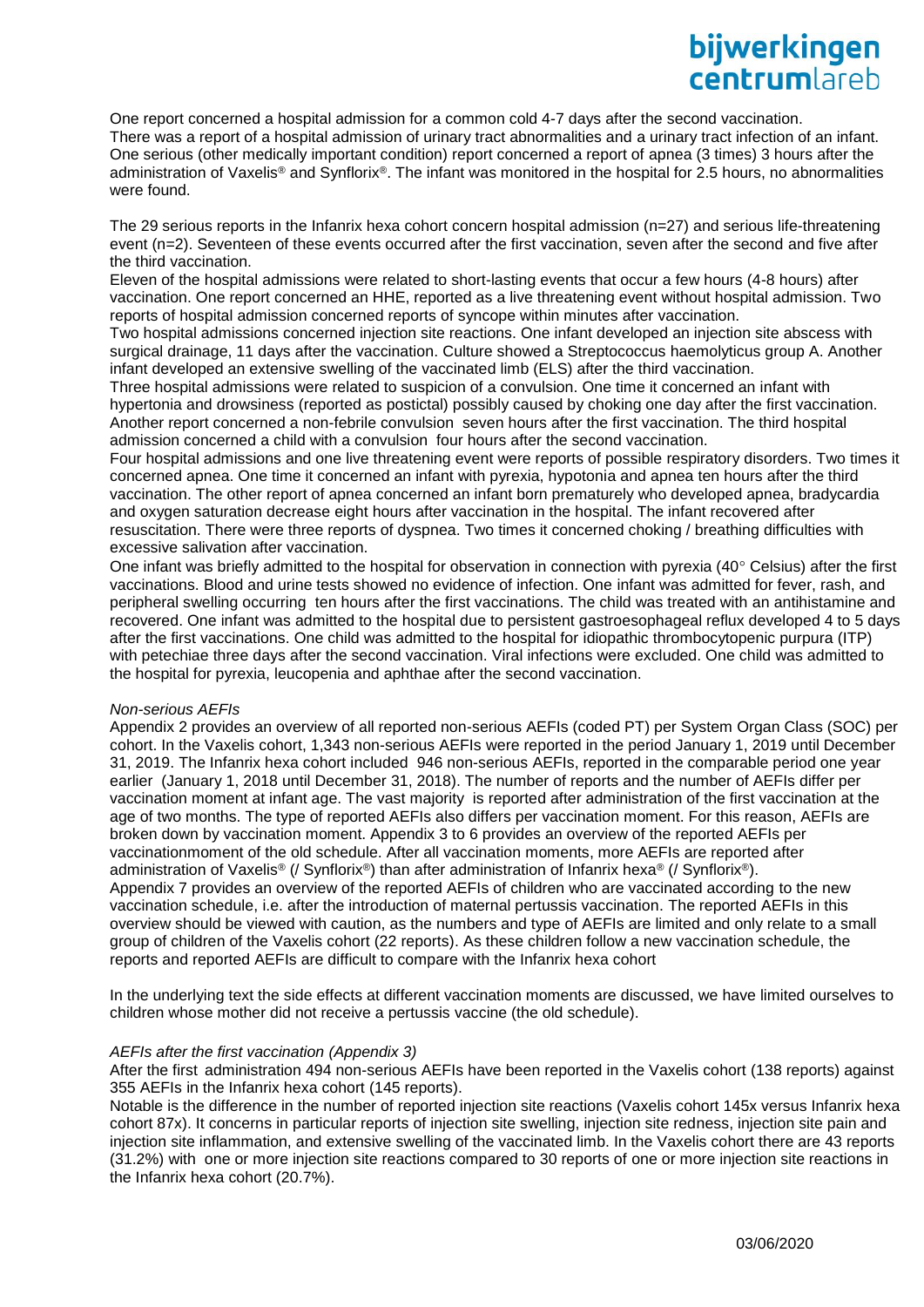One report concerned a hospital admission for a common cold 4-7 days after the second vaccination. There was a report of a hospital admission of urinary tract abnormalities and a urinary tract infection of an infant. One serious (other medically important condition) report concerned a report of apnea (3 times) 3 hours after the administration of Vaxelis® and Synflorix®. The infant was monitored in the hospital for 2.5 hours, no abnormalities were found.

The 29 serious reports in the Infanrix hexa cohort concern hospital admission (n=27) and serious life-threatening event (n=2). Seventeen of these events occurred after the first vaccination, seven after the second and five after the third vaccination.
Eleven of the hospital admissions were related to short-lasting events that occur a few hours (4-8 hours) after vaccination. One report concerned an HHE, reported as a live threatening event without hospital admission. Two reports of hospital admission concerned reports of syncope within minutes after vaccination.
Two hospital admissions concerned injection site reactions. One infant developed an injection site abscess with surgical drainage, 11 days after the vaccination. Culture showed a Streptococcus haemolyticus group A. Another infant developed an extensive swelling of the vaccinated limb (ELS) after the third vaccination.
Three hospital admissions were related to suspicion of a convulsion. One time it concerned an infant with hypertonia and drowsiness (reported as postictal) possibly caused by choking one day after the first vaccination. Another report concerned a non-febrile convulsion seven hours after the first vaccination. The third hospital admission concerned a child with a convulsion four hours after the second vaccination.
Four hospital admissions and one live threatening event were reports of possible respiratory disorders. Two times it concerned apnea. One time it concerned an infant with pyrexia, hypotonia and apnea ten hours after the third vaccination. The other report of apnea concerned an infant born prematurely who developed apnea, bradycardia and oxygen saturation decrease eight hours after vaccination in the hospital. The infant recovered after resuscitation. There were three reports of dyspnea. Two times it concerned choking / breathing difficulties with excessive salivation after vaccination.
One infant was briefly admitted to the hospital for observation in connection with pyrexia (40° Celsius) after the first vaccinations. Blood and urine tests showed no evidence of infection. One infant was admitted for fever, rash, and peripheral swelling occurring ten hours after the first vaccinations. The child was treated with an antihistamine and recovered. One infant was admitted to the hospital due to persistent gastroesophageal reflux developed 4 to 5 days after the first vaccinations. One child was admitted to the hospital for idiopathic thrombocytopenic purpura (ITP) with petechiae three days after the second vaccination. Viral infections were excluded. One child was admitted to the hospital for pyrexia, leucopenia and aphthae after the second vaccination.

*Non-serious AEFIs*

Appendix 2 provides an overview of all reported non-serious AEFIs (coded PT) per System Organ Class (SOC) per cohort. In the Vaxelis cohort, 1,343 non-serious AEFIs were reported in the period January 1, 2019 until December 31, 2019. The Infanrix hexa cohort included 946 non-serious AEFIs, reported in the comparable period one year earlier (January 1, 2018 until December 31, 2018). The number of reports and the number of AEFIs differ per vaccination moment at infant age. The vast majority is reported after administration of the first vaccination at the age of two months. The type of reported AEFIs also differs per vaccination moment. For this reason, AEFIs are broken down by vaccination moment. Appendix 3 to 6 provides an overview of the reported AEFIs per vaccinationmoment of the old schedule. After all vaccination moments, more AEFIs are reported after administration of Vaxelis® (/ Synflorix®) than after administration of Infanrix hexa® (/ Synflorix®).
Appendix 7 provides an overview of the reported AEFIs of children who are vaccinated according to the new vaccination schedule, i.e. after the introduction of maternal pertussis vaccination. The reported AEFIs in this overview should be viewed with caution, as the numbers and type of AEFIs are limited and only relate to a small group of children of the Vaxelis cohort (22 reports). As these children follow a new vaccination schedule, the reports and reported AEFIs are difficult to compare with the Infanrix hexa cohort

In the underlying text the side effects at different vaccination moments are discussed, we have limited ourselves to children whose mother did not receive a pertussis vaccine (the old schedule).

*AEFIs after the first vaccination (Appendix 3)*

After the first administration 494 non-serious AEFIs have been reported in the Vaxelis cohort (138 reports) against 355 AEFIs in the Infanrix hexa cohort (145 reports).
Notable is the difference in the number of reported injection site reactions (Vaxelis cohort 145x versus Infanrix hexa cohort 87x). It concerns in particular reports of injection site swelling, injection site redness, injection site pain and injection site inflammation, and extensive swelling of the vaccinated limb. In the Vaxelis cohort there are 43 reports (31.2%) with one or more injection site reactions compared to 30 reports of one or more injection site reactions in the Infanrix hexa cohort (20.7%).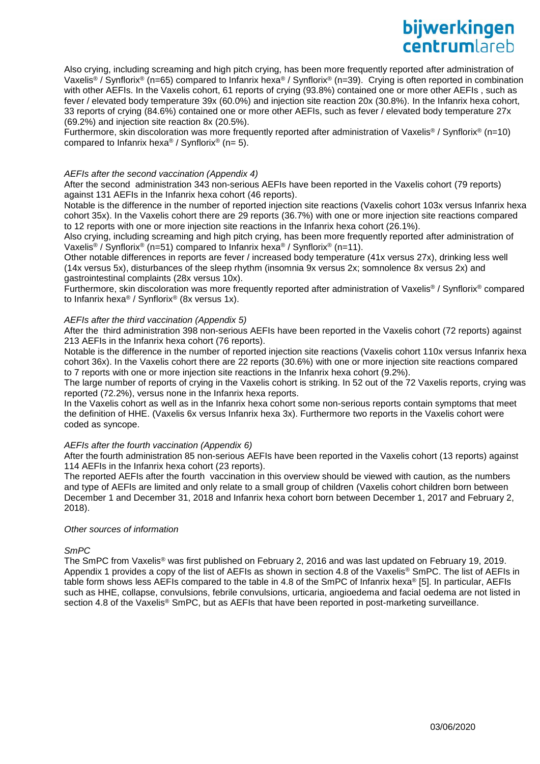Also crying, including screaming and high pitch crying, has been more frequently reported after administration of Vaxelis® / Synflorix® (n=65) compared to Infanrix hexa® / Synflorix® (n=39). Crying is often reported in combination with other AEFIs. In the Vaxelis cohort, 61 reports of crying (93.8%) contained one or more other AEFIs , such as fever / elevated body temperature 39x (60.0%) and injection site reaction 20x (30.8%). In the Infanrix hexa cohort, 33 reports of crying (84.6%) contained one or more other AEFIs, such as fever / elevated body temperature 27x (69.2%) and injection site reaction 8x (20.5%).
Furthermore, skin discoloration was more frequently reported after administration of Vaxelis® / Synflorix® (n=10) compared to Infanrix hexa® / Synflorix® (n= 5).

*AEFIs after the second vaccination (Appendix 4)*

After the second administration 343 non-serious AEFIs have been reported in the Vaxelis cohort (79 reports) against 131 AEFIs in the Infanrix hexa cohort (46 reports).
Notable is the difference in the number of reported injection site reactions (Vaxelis cohort 103x versus Infanrix hexa cohort 35x). In the Vaxelis cohort there are 29 reports (36.7%) with one or more injection site reactions compared to 12 reports with one or more injection site reactions in the Infanrix hexa cohort (26.1%).
Also crying, including screaming and high pitch crying, has been more frequently reported after administration of Vaxelis® / Synflorix® (n=51) compared to Infanrix hexa® / Synflorix® (n=11).
Other notable differences in reports are fever / increased body temperature (41x versus 27x), drinking less well (14x versus 5x), disturbances of the sleep rhythm (insomnia 9x versus 2x; somnolence 8x versus 2x) and gastrointestinal complaints (28x versus 10x).
Furthermore, skin discoloration was more frequently reported after administration of Vaxelis® / Synflorix® compared to Infanrix hexa® / Synflorix® (8x versus 1x).

*AEFIs after the third vaccination (Appendix 5)*

After the third administration 398 non-serious AEFIs have been reported in the Vaxelis cohort (72 reports) against 213 AEFIs in the Infanrix hexa cohort (76 reports).
Notable is the difference in the number of reported injection site reactions (Vaxelis cohort 110x versus Infanrix hexa cohort 36x). In the Vaxelis cohort there are 22 reports (30.6%) with one or more injection site reactions compared to 7 reports with one or more injection site reactions in the Infanrix hexa cohort (9.2%).
The large number of reports of crying in the Vaxelis cohort is striking. In 52 out of the 72 Vaxelis reports, crying was reported (72.2%), versus none in the Infanrix hexa reports.
In the Vaxelis cohort as well as in the Infanrix hexa cohort some non-serious reports contain symptoms that meet the definition of HHE. (Vaxelis 6x versus Infanrix hexa 3x). Furthermore two reports in the Vaxelis cohort were coded as syncope.

*AEFIs after the fourth vaccination (Appendix 6)*

After the fourth administration 85 non-serious AEFIs have been reported in the Vaxelis cohort (13 reports) against 114 AEFIs in the Infanrix hexa cohort (23 reports).
The reported AEFIs after the fourth vaccination in this overview should be viewed with caution, as the numbers and type of AEFIs are limited and only relate to a small group of children (Vaxelis cohort children born between December 1 and December 31, 2018 and Infanrix hexa cohort born between December 1, 2017 and February 2, 2018).

*Other sources of information*

*SmPC*

The SmPC from Vaxelis® was first published on February 2, 2016 and was last updated on February 19, 2019. Appendix 1 provides a copy of the list of AEFIs as shown in section 4.8 of the Vaxelis® SmPC. The list of AEFIs in table form shows less AEFIs compared to the table in 4.8 of the SmPC of Infanrix hexa® [5]. In particular, AEFIs such as HHE, collapse, convulsions, febrile convulsions, urticaria, angioedema and facial oedema are not listed in section 4.8 of the Vaxelis® SmPC, but as AEFIs that have been reported in post-marketing surveillance.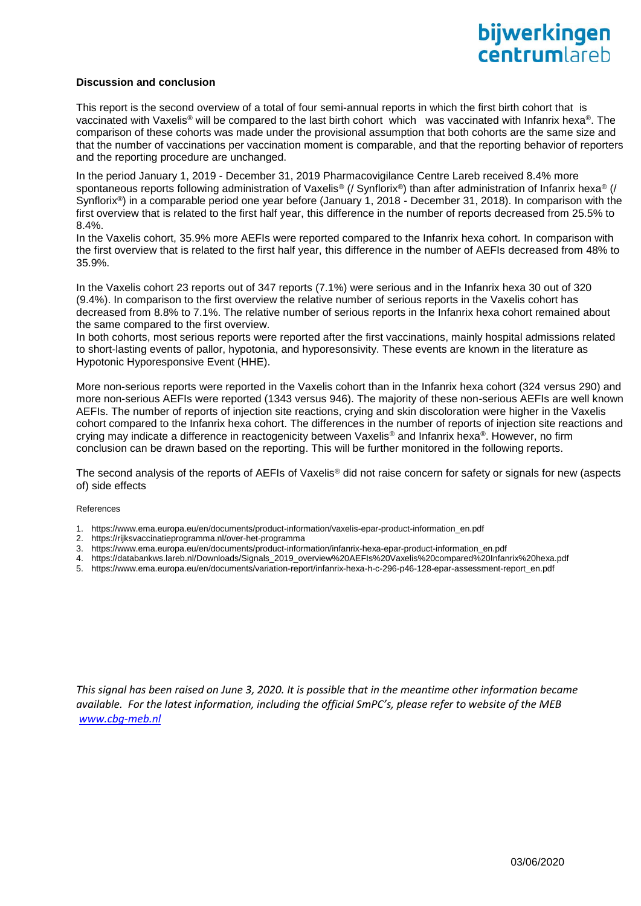**Discussion and conclusion**

This report is the second overview of a total of four semi-annual reports in which the first birth cohort that is vaccinated with Vaxelis® will be compared to the last birth cohort which was vaccinated with Infanrix hexa®. The comparison of these cohorts was made under the provisional assumption that both cohorts are the same size and that the number of vaccinations per vaccination moment is comparable, and that the reporting behavior of reporters and the reporting procedure are unchanged.

In the period January 1, 2019 - December 31, 2019 Pharmacovigilance Centre Lareb received 8.4% more spontaneous reports following administration of Vaxelis® (/ Synflorix®) than after administration of Infanrix hexa® (/ Synflorix®) in a comparable period one year before (January 1, 2018 - December 31, 2018). In comparison with the first overview that is related to the first half year, this difference in the number of reports decreased from 25.5% to 8.4%.

In the Vaxelis cohort, 35.9% more AEFIs were reported compared to the Infanrix hexa cohort. In comparison with the first overview that is related to the first half year, this difference in the number of AEFIs decreased from 48% to 35.9%.

In the Vaxelis cohort 23 reports out of 347 reports (7.1%) were serious and in the Infanrix hexa 30 out of 320 (9.4%). In comparison to the first overview the relative number of serious reports in the Vaxelis cohort has decreased from 8.8% to 7.1%. The relative number of serious reports in the Infanrix hexa cohort remained about the same compared to the first overview.

In both cohorts, most serious reports were reported after the first vaccinations, mainly hospital admissions related to short-lasting events of pallor, hypotonia, and hyporesonsivity. These events are known in the literature as Hypotonic Hyporesponsive Event (HHE).

More non-serious reports were reported in the Vaxelis cohort than in the Infanrix hexa cohort (324 versus 290) and more non-serious AEFIs were reported (1343 versus 946). The majority of these non-serious AEFIs are well known AEFIs. The number of reports of injection site reactions, crying and skin discoloration were higher in the Vaxelis cohort compared to the Infanrix hexa cohort. The differences in the number of reports of injection site reactions and crying may indicate a difference in reactogenicity between Vaxelis® and Infanrix hexa®. However, no firm conclusion can be drawn based on the reporting. This will be further monitored in the following reports.

The second analysis of the reports of AEFIs of Vaxelis® did not raise concern for safety or signals for new (aspects of) side effects

References

1. https://www.ema.europa.eu/en/documents/product-information/vaxelis-epar-product-information_en.pdf
2. https://rijksvaccinatieprogramma.nl/over-het-programma
3. https://www.ema.europa.eu/en/documents/product-information/infanrix-hexa-epar-product-information_en.pdf
4. https://databankws.lareb.nl/Downloads/Signals_2019_overview%20AEFIs%20Vaxelis%20compared%20Infanrix%20hexa.pdf
5. https://www.ema.europa.eu/en/documents/variation-report/infanrix-hexa-h-c-296-p46-128-epar-assessment-report_en.pdf

*This signal has been raised on June 3, 2020. It is possible that in the meantime other information became available. For the latest information, including the official SmPC's, please refer to website of the MEB [www.cbg-meb.nl](www.cbg-meb.nl)*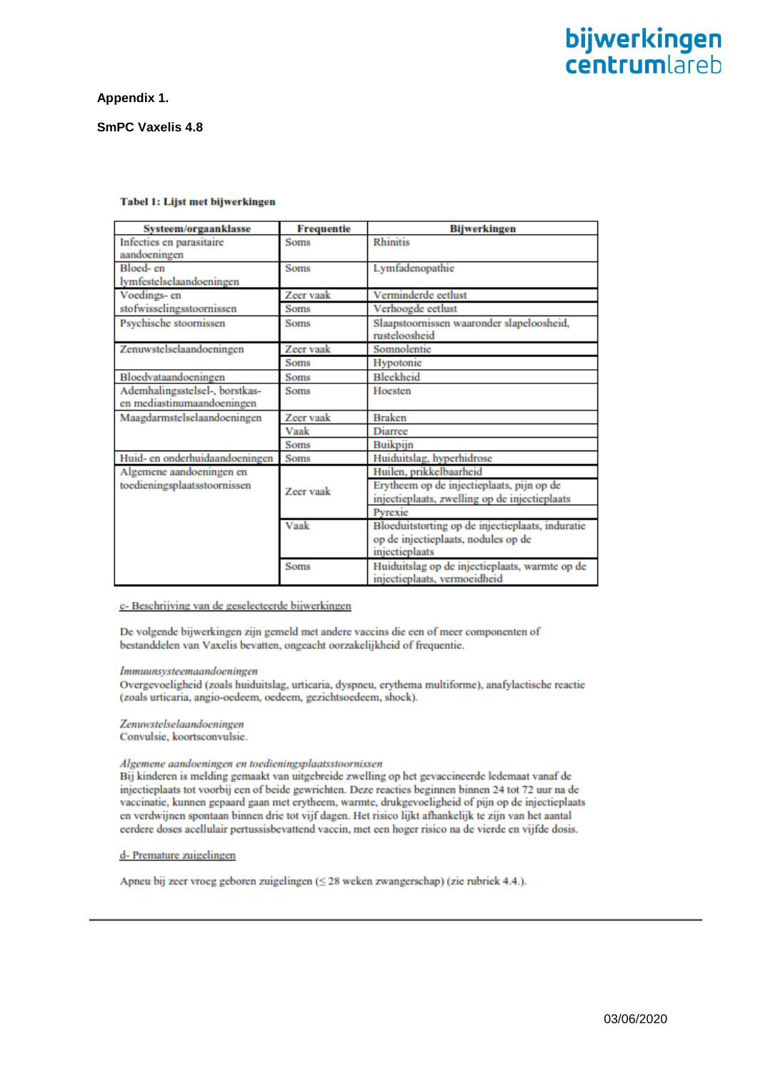**Appendix 1.**

**SmPC Vaxelis 4.8**

**Tabel 1: Lijst met bijwerkingen**

| Systeem/orgaanklasse | Frequentie | Bijwerkingen |
|---|---|---|
| Infecties en parasitaire aandoeningen | Soms | Rhinitis |
| Bloed- en lymfestelselaandoeningen | Soms | Lymfadenopathie |
| Voedings- en stofwisselingsstoornissen | Zeer vaak | Verminderde eetlust |
| | Soms | Verhoogde eetlust |
| Psychische stoornissen | Soms | Slaapstoornissen waaronder slapeloosheid, rusteloosheid |
| Zenuwstelselaandoeningen | Zeer vaak | Somnolentie |
| | Soms | Hypotonie |
| Bloedvataandoeningen | Soms | Bleekheid |
| Ademhalingsstelsel-, borstkas- en mediastinumaandoeningen | Soms | Hoesten |
| Maagdarmstelselaandoeningen | Zeer vaak | Braken |
| | Vaak | Diarree |
| | Soms | Buikpijn |
| Huid- en onderhuidaandoeningen | Soms | Huiduitslag, hyperhidrose |
| Algemene aandoeningen en toedieningsplaatsstoornissen | Zeer vaak | Huilen, prikkelbaarheid |
| | | Erytheem op de injectieplaats, pijn op de injectieplaats, zwelling op de injectieplaats |
| | | Pyrexie |
| | Vaak | Bloeduitstorting op de injectieplaats, induratie op de injectieplaats, nodules op de injectieplaats |
| | Soms | Huiduitslag op de injectieplaats, warmte op de injectieplaats, vermoeidheid |

c- Beschrijving van de geselecteerde bijwerkingen

De volgende bijwerkingen zijn gemeld met andere vaccins die een of meer componenten of bestanddelen van Vaxelis bevatten, ongeacht oorzakelijkheid of frequentie.

*Immuunsysteemaandoeningen*
Overgevoeligheid (zoals huiduitslag, urticaria, dyspneu, erythema multiforme), anafylactische reactie (zoals urticaria, angio-oedeem, oedeem, gezichtsoedeem, shock).

*Zenuwstelselaandoeningen*
Convulsie, koortsconvulsie.

*Algemene aandoeningen en toedieningsplaatsstoornissen*
Bij kinderen is melding gemaakt van uitgebreide zwelling op het gevaccineerde ledemaat vanaf de injectieplaats tot voorbij een of beide gewrichten. Deze reacties beginnen binnen 24 tot 72 uur na de vaccinatie, kunnen gepaard gaan met erytheem, warmte, drukgevoeligheid of pijn op de injectieplaats en verdwijnen spontaan binnen drie tot vijf dagen. Het risico lijkt afhankelijk te zijn van het aantal eerdere doses acellulair pertussisbevattend vaccin, met een hoger risico na de vierde en vijfde dosis.

d- Premature zuigelingen

Apneu bij zeer vroeg geboren zuigelingen (≤ 28 weken zwangerschap) (zie rubriek 4.4.).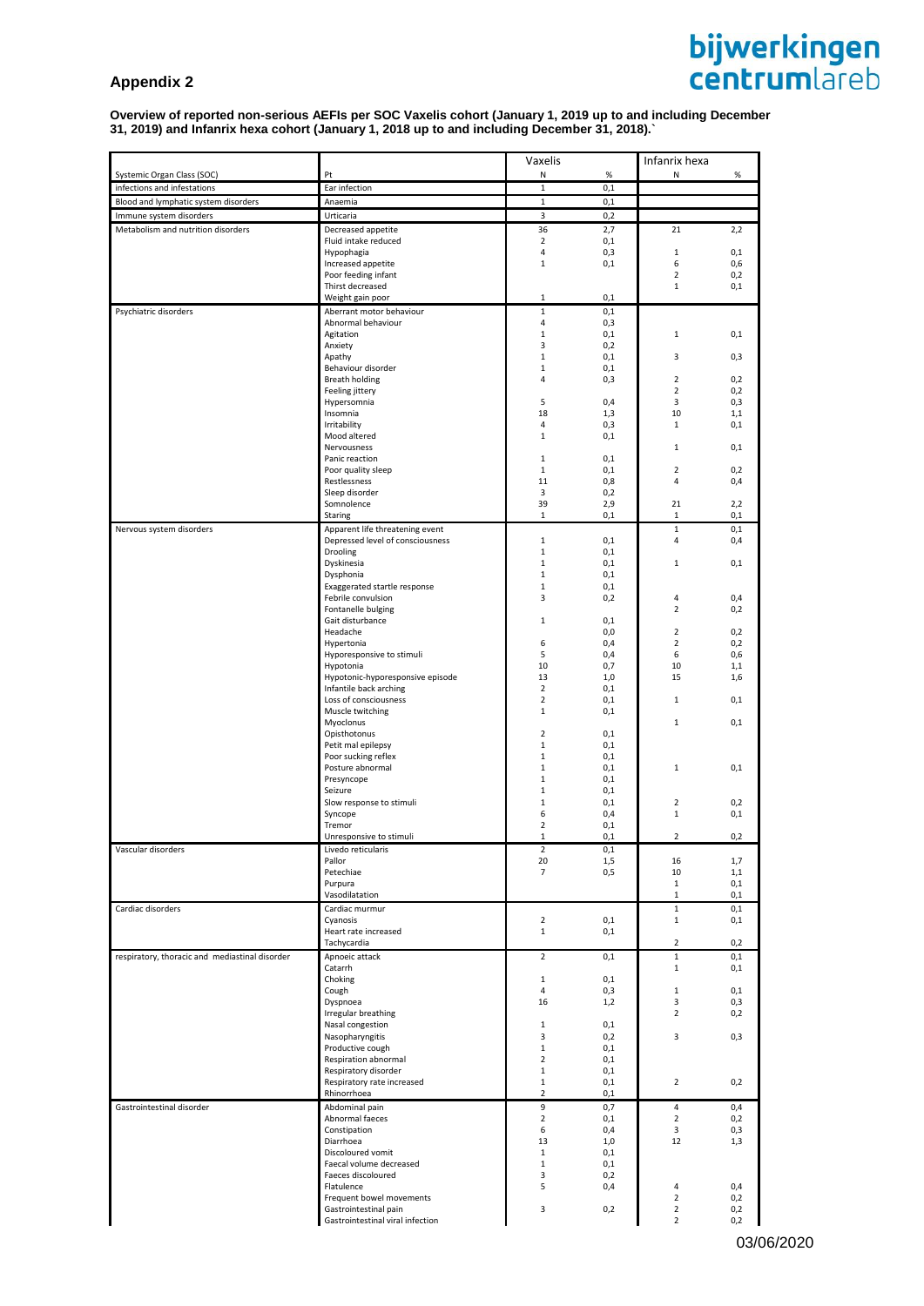## Appendix 2

**Overview of reported non-serious AEFIs per SOC Vaxelis cohort (January 1, 2019 up to and including December 31, 2019) and Infanrix hexa cohort (January 1, 2018 up to and including December 31, 2018).`**

| | | Vaxelis | | Infanrix hexa | |
|---|---|---|---|---|---|
| Systemic Organ Class (SOC) | Pt | N | % | N | % |
| infections and infestations | Ear infection | 1 | 0,1 | | |
| Blood and lymphatic system disorders | Anaemia | 1 | 0,1 | | |
| Immune system disorders | Urticaria | 3 | 0,2 | | |
| Metabolism and nutrition disorders | Decreased appetite | 36 | 2,7 | 21 | 2,2 |
| | Fluid intake reduced | 2 | 0,1 | | |
| | Hypophagia | 4 | 0,3 | 1 | 0,1 |
| | Increased appetite | 1 | 0,1 | 6 | 0,6 |
| | Poor feeding infant | | | 2 | 0,2 |
| | Thirst decreased | | | 1 | 0,1 |
| | Weight gain poor | 1 | 0,1 | | |
| Psychiatric disorders | Aberrant motor behaviour | 1 | 0,1 | | |
| | Abnormal behaviour | 4 | 0,3 | | |
| | Agitation | 1 | 0,1 | 1 | 0,1 |
| | Anxiety | 3 | 0,2 | | |
| | Apathy | 1 | 0,1 | 3 | 0,3 |
| | Behaviour disorder | 1 | 0,1 | | |
| | Breath holding | 4 | 0,3 | 2 | 0,2 |
| | Feeling jittery | | | 2 | 0,2 |
| | Hypersomnia | 5 | 0,4 | 3 | 0,3 |
| | Insomnia | 18 | 1,3 | 10 | 1,1 |
| | Irritability | 4 | 0,3 | 1 | 0,1 |
| | Mood altered | 1 | 0,1 | | |
| | Nervousness | | | 1 | 0,1 |
| | Panic reaction | 1 | 0,1 | | |
| | Poor quality sleep | 1 | 0,1 | 2 | 0,2 |
| | Restlessness | 11 | 0,8 | 4 | 0,4 |
| | Sleep disorder | 3 | 0,2 | | |
| | Somnolence | 39 | 2,9 | 21 | 2,2 |
| | Staring | 1 | 0,1 | 1 | 0,1 |
| Nervous system disorders | Apparent life threatening event | | | 1 | 0,1 |
| | Depressed level of consciousness | 1 | 0,1 | 4 | 0,4 |
| | Drooling | 1 | 0,1 | | |
| | Dyskinesia | 1 | 0,1 | 1 | 0,1 |
| | Dysphonia | 1 | 0,1 | | |
| | Exaggerated startle response | 1 | 0,1 | | |
| | Febrile convulsion | 3 | 0,2 | 4 | 0,4 |
| | Fontanelle bulging | | | 2 | 0,2 |
| | Gait disturbance | 1 | 0,1 | | |
| | Headache | | 0,0 | 2 | 0,2 |
| | Hypertonia | 6 | 0,4 | 2 | 0,2 |
| | Hyporesponsive to stimuli | 5 | 0,4 | 6 | 0,6 |
| | Hypotonia | 10 | 0,7 | 10 | 1,1 |
| | Hypotonic-hyporesponsive episode | 13 | 1,0 | 15 | 1,6 |
| | Infantile back arching | 2 | 0,1 | | |
| | Loss of consciousness | 2 | 0,1 | 1 | 0,1 |
| | Muscle twitching | 1 | 0,1 | | |
| | Myoclonus | | | 1 | 0,1 |
| | Opisthotonus | 2 | 0,1 | | |
| | Petit mal epilepsy | 1 | 0,1 | | |
| | Poor sucking reflex | 1 | 0,1 | | |
| | Posture abnormal | 1 | 0,1 | 1 | 0,1 |
| | Presyncope | 1 | 0,1 | | |
| | Seizure | 1 | 0,1 | | |
| | Slow response to stimuli | 1 | 0,1 | 2 | 0,2 |
| | Syncope | 6 | 0,4 | 1 | 0,1 |
| | Tremor | 2 | 0,1 | | |
| | Unresponsive to stimuli | 1 | 0,1 | 2 | 0,2 |
| Vascular disorders | Livedo reticularis | 2 | 0,1 | | |
| | Pallor | 20 | 1,5 | 16 | 1,7 |
| | Petechiae | 7 | 0,5 | 10 | 1,1 |
| | Purpura | | | 1 | 0,1 |
| | Vasodilatation | | | 1 | 0,1 |
| Cardiac disorders | Cardiac murmur | | | 1 | 0,1 |
| | Cyanosis | 2 | 0,1 | 1 | 0,1 |
| | Heart rate increased | 1 | 0,1 | | |
| | Tachycardia | | | 2 | 0,2 |
| respiratory, thoracic and mediastinal disorder | Apnoeic attack | 2 | 0,1 | 1 | 0,1 |
| | Catarrh | | | 1 | 0,1 |
| | Choking | 1 | 0,1 | | |
| | Cough | 4 | 0,3 | 1 | 0,1 |
| | Dyspnoea | 16 | 1,2 | 3 | 0,3 |
| | Irregular breathing | | | 2 | 0,2 |
| | Nasal congestion | 1 | 0,1 | | |
| | Nasopharyngitis | 3 | 0,2 | 3 | 0,3 |
| | Productive cough | 1 | 0,1 | | |
| | Respiration abnormal | 2 | 0,1 | | |
| | Respiratory disorder | 1 | 0,1 | | |
| | Respiratory rate increased | 1 | 0,1 | 2 | 0,2 |
| | Rhinorrhoea | 2 | 0,1 | | |
| Gastrointestinal disorder | Abdominal pain | 9 | 0,7 | 4 | 0,4 |
| | Abnormal faeces | 2 | 0,1 | 2 | 0,2 |
| | Constipation | 6 | 0,4 | 3 | 0,3 |
| | Diarrhoea | 13 | 1,0 | 12 | 1,3 |
| | Discoloured vomit | 1 | 0,1 | | |
| | Faecal volume decreased | 1 | 0,1 | | |
| | Faeces discoloured | 3 | 0,2 | | |
| | Flatulence | 5 | 0,4 | 4 | 0,4 |
| | Frequent bowel movements | | | 2 | 0,2 |
| | Gastrointestinal pain | 3 | 0,2 | 2 | 0,2 |
| | Gastrointestinal viral infection | | | 2 | 0,2 |

03/06/2020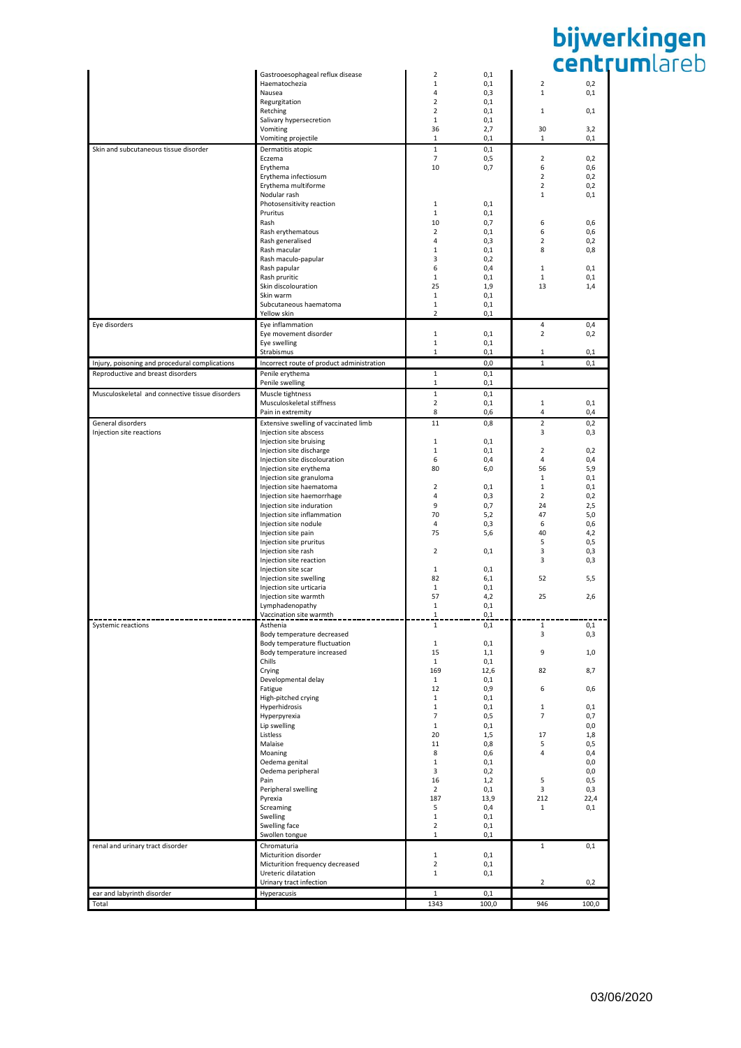| | | | | | |
|---|---|---|---|---|---|
| | Gastrooesophageal reflux disease | 2 | 0,1 | | |
| | Haematochezia | 1 | 0,1 | 2 | 0,2 |
| | Nausea | 4 | 0,3 | 1 | 0,1 |
| | Regurgitation | 2 | 0,1 | | |
| | Retching | 2 | 0,1 | 1 | 0,1 |
| | Salivary hypersecretion | 1 | 0,1 | | |
| | Vomiting | 36 | 2,7 | 30 | 3,2 |
| | Vomiting projectile | 1 | 0,1 | 1 | 0,1 |
| Skin and subcutaneous tissue disorder | Dermatitis atopic | 1 | 0,1 | | |
| | Eczema | 7 | 0,5 | 2 | 0,2 |
| | Erythema | 10 | 0,7 | 6 | 0,6 |
| | Erythema infectiosum | | | 2 | 0,2 |
| | Erythema multiforme | | | 2 | 0,2 |
| | Nodular rash | | | 1 | 0,1 |
| | Photosensitivity reaction | 1 | 0,1 | | |
| | Pruritus | 1 | 0,1 | | |
| | Rash | 10 | 0,7 | 6 | 0,6 |
| | Rash erythematous | 2 | 0,1 | 6 | 0,6 |
| | Rash generalised | 4 | 0,3 | 2 | 0,2 |
| | Rash macular | 1 | 0,1 | 8 | 0,8 |
| | Rash maculo-papular | 3 | 0,2 | | |
| | Rash papular | 6 | 0,4 | 1 | 0,1 |
| | Rash pruritic | 1 | 0,1 | 1 | 0,1 |
| | Skin discolouration | 25 | 1,9 | 13 | 1,4 |
| | Skin warm | 1 | 0,1 | | |
| | Subcutaneous haematoma | 1 | 0,1 | | |
| | Yellow skin | 2 | 0,1 | | |
| Eye disorders | Eye inflammation | | | 4 | 0,4 |
| | Eye movement disorder | 1 | 0,1 | 2 | 0,2 |
| | Eye swelling | 1 | 0,1 | | |
| | Strabismus | 1 | 0,1 | 1 | 0,1 |
| Injury, poisoning and procedural complications | Incorrect route of product administration | | 0,0 | 1 | 0,1 |
| Reproductive and breast disorders | Penile erythema | 1 | 0,1 | | |
| | Penile swelling | 1 | 0,1 | | |
| Musculoskeletal and connective tissue disorders | Muscle tightness | 1 | 0,1 | | |
| | Musculoskeletal stiffness | 2 | 0,1 | 1 | 0,1 |
| | Pain in extremity | 8 | 0,6 | 4 | 0,4 |
| General disorders | Extensive swelling of vaccinated limb | 11 | 0,8 | 2 | 0,2 |
| Injection site reactions | Injection site abscess | | | 3 | 0,3 |
| | Injection site bruising | 1 | 0,1 | | |
| | Injection site discharge | 1 | 0,1 | 2 | 0,2 |
| | Injection site discolouration | 6 | 0,4 | 4 | 0,4 |
| | Injection site erythema | 80 | 6,0 | 56 | 5,9 |
| | Injection site granuloma | | | 1 | 0,1 |
| | Injection site haematoma | 2 | 0,1 | 1 | 0,1 |
| | Injection site haemorrhage | 4 | 0,3 | 2 | 0,2 |
| | Injection site induration | 9 | 0,7 | 24 | 2,5 |
| | Injection site inflammation | 70 | 5,2 | 47 | 5,0 |
| | Injection site nodule | 4 | 0,3 | 6 | 0,6 |
| | Injection site pain | 75 | 5,6 | 40 | 4,2 |
| | Injection site pruritus | | | 5 | 0,5 |
| | Injection site rash | 2 | 0,1 | 3 | 0,3 |
| | Injection site reaction | | | 3 | 0,3 |
| | Injection site scar | 1 | 0,1 | | |
| | Injection site swelling | 82 | 6,1 | 52 | 5,5 |
| | Injection site urticaria | 1 | 0,1 | | |
| | Injection site warmth | 57 | 4,2 | 25 | 2,6 |
| | Lymphadenopathy | 1 | 0,1 | | |
| | Vaccination site warmth | 1 | 0,1 | | |
| Systemic reactions | Asthenia | 1 | 0,1 | 1 | 0,1 |
| | Body temperature decreased | | | 3 | 0,3 |
| | Body temperature fluctuation | 1 | 0,1 | | |
| | Body temperature increased | 15 | 1,1 | 9 | 1,0 |
| | Chills | 1 | 0,1 | | |
| | Crying | 169 | 12,6 | 82 | 8,7 |
| | Developmental delay | 1 | 0,1 | | |
| | Fatigue | 12 | 0,9 | 6 | 0,6 |
| | High-pitched crying | 1 | 0,1 | | |
| | Hyperhidrosis | 1 | 0,1 | 1 | 0,1 |
| | Hyperpyrexia | 7 | 0,5 | 7 | 0,7 |
| | Lip swelling | 1 | 0,1 | | 0,0 |
| | Listless | 20 | 1,5 | 17 | 1,8 |
| | Malaise | 11 | 0,8 | 5 | 0,5 |
| | Moaning | 8 | 0,6 | 4 | 0,4 |
| | Oedema genital | 1 | 0,1 | | 0,0 |
| | Oedema peripheral | 3 | 0,2 | | 0,0 |
| | Pain | 16 | 1,2 | 5 | 0,5 |
| | Peripheral swelling | 2 | 0,1 | 3 | 0,3 |
| | Pyrexia | 187 | 13,9 | 212 | 22,4 |
| | Screaming | 5 | 0,4 | 1 | 0,1 |
| | Swelling | 1 | 0,1 | | |
| | Swelling face | 2 | 0,1 | | |
| | Swollen tongue | 1 | 0,1 | | |
| renal and urinary tract disorder | Chromaturia | | | 1 | 0,1 |
| | Micturition disorder | 1 | 0,1 | | |
| | Micturition frequency decreased | 2 | 0,1 | | |
| | Ureteric dilatation | 1 | 0,1 | | |
| | Urinary tract infection | | | 2 | 0,2 |
| ear and labyrinth disorder | Hyperacusis | 1 | 0,1 | | |
| Total | | 1343 | 100,0 | 946 | 100,0 |

03/06/2020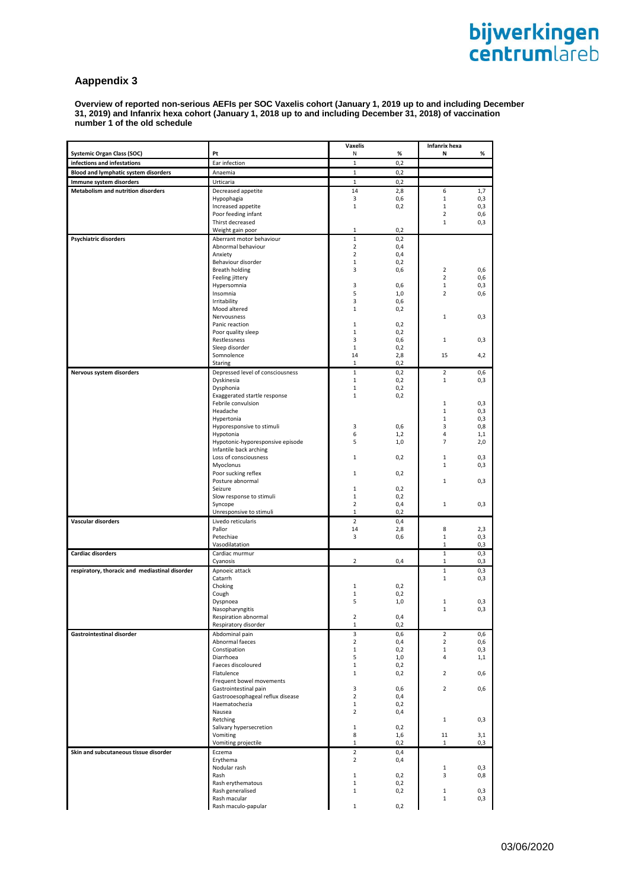## Aappendix 3

**Overview of reported non-serious AEFIs per SOC Vaxelis cohort (January 1, 2019 up to and including December 31, 2019) and Infanrix hexa cohort (January 1, 2018 up to and including December 31, 2018) of vaccination number 1 of the old schedule**

| Systemic Organ Class (SOC) | Pt | Vaxelis N | Vaxelis % | Infanrix hexa N | Infanrix hexa % |
|---|---|---|---|---|---|
| infections and infestations | Ear infection | 1 | 0,2 | | |
| Blood and lymphatic system disorders | Anaemia | 1 | 0,2 | | |
| Immune system disorders | Urticaria | 1 | 0,2 | | |
| Metabolism and nutrition disorders | Decreased appetite | 14 | 2,8 | 6 | 1,7 |
| | Hypophagia | 3 | 0,6 | 1 | 0,3 |
| | Increased appetite | 1 | 0,2 | 1 | 0,3 |
| | Poor feeding infant | | | 2 | 0,6 |
| | Thirst decreased | | | 1 | 0,3 |
| | Weight gain poor | 1 | 0,2 | | |
| Psychiatric disorders | Aberrant motor behaviour | 1 | 0,2 | | |
| | Abnormal behaviour | 2 | 0,4 | | |
| | Anxiety | 2 | 0,4 | | |
| | Behaviour disorder | 1 | 0,2 | | |
| | Breath holding | 3 | 0,6 | 2 | 0,6 |
| | Feeling jittery | | | 2 | 0,6 |
| | Hypersomnia | 3 | 0,6 | 1 | 0,3 |
| | Insomnia | 5 | 1,0 | 2 | 0,6 |
| | Irritability | 3 | 0,6 | | |
| | Mood altered | 1 | 0,2 | | |
| | Nervousness | | | 1 | 0,3 |
| | Panic reaction | 1 | 0,2 | | |
| | Poor quality sleep | 1 | 0,2 | | |
| | Restlessness | 3 | 0,6 | 1 | 0,3 |
| | Sleep disorder | 1 | 0,2 | | |
| | Somnolence | 14 | 2,8 | 15 | 4,2 |
| | Staring | 1 | 0,2 | | |
| Nervous system disorders | Depressed level of consciousness | 1 | 0,2 | 2 | 0,6 |
| | Dyskinesia | 1 | 0,2 | 1 | 0,3 |
| | Dysphonia | 1 | 0,2 | | |
| | Exaggerated startle response | 1 | 0,2 | | |
| | Febrile convulsion | | | 1 | 0,3 |
| | Headache | | | 1 | 0,3 |
| | Hypertonia | | | 1 | 0,3 |
| | Hyporesponsive to stimuli | 3 | 0,6 | 3 | 0,8 |
| | Hypotonia | 6 | 1,2 | 4 | 1,1 |
| | Hypotonic-hyporesponsive episode | 5 | 1,0 | 7 | 2,0 |
| | Infantile back arching | | | | |
| | Loss of consciousness | 1 | 0,2 | 1 | 0,3 |
| | Myoclonus | | | 1 | 0,3 |
| | Poor sucking reflex | 1 | 0,2 | | |
| | Posture abnormal | | | 1 | 0,3 |
| | Seizure | 1 | 0,2 | | |
| | Slow response to stimuli | 1 | 0,2 | | |
| | Syncope | 2 | 0,4 | 1 | 0,3 |
| | Unresponsive to stimuli | 1 | 0,2 | | |
| Vascular disorders | Livedo reticularis | 2 | 0,4 | | |
| | Pallor | 14 | 2,8 | 8 | 2,3 |
| | Petechiae | 3 | 0,6 | 1 | 0,3 |
| | Vasodilatation | | | 1 | 0,3 |
| Cardiac disorders | Cardiac murmur | | | 1 | 0,3 |
| | Cyanosis | 2 | 0,4 | 1 | 0,3 |
| respiratory, thoracic and mediastinal disorder | Apnoeic attack | | | 1 | 0,3 |
| | Catarrh | | | 1 | 0,3 |
| | Choking | 1 | 0,2 | | |
| | Cough | 1 | 0,2 | | |
| | Dyspnoea | 5 | 1,0 | 1 | 0,3 |
| | Nasopharyngitis | | | 1 | 0,3 |
| | Respiration abnormal | 2 | 0,4 | | |
| | Respiratory disorder | 1 | 0,2 | | |
| Gastrointestinal disorder | Abdominal pain | 3 | 0,6 | 2 | 0,6 |
| | Abnormal faeces | 2 | 0,4 | 2 | 0,6 |
| | Constipation | 1 | 0,2 | 1 | 0,3 |
| | Diarrhoea | 5 | 1,0 | 4 | 1,1 |
| | Faeces discoloured | 1 | 0,2 | | |
| | Flatulence | 1 | 0,2 | 2 | 0,6 |
| | Frequent bowel movements | | | | |
| | Gastrointestinal pain | 3 | 0,6 | 2 | 0,6 |
| | Gastrooesophageal reflux disease | 2 | 0,4 | | |
| | Haematochezia | 1 | 0,2 | | |
| | Nausea | 2 | 0,4 | | |
| | Retching | | | 1 | 0,3 |
| | Salivary hypersecretion | 1 | 0,2 | | |
| | Vomiting | 8 | 1,6 | 11 | 3,1 |
| | Vomiting projectile | 1 | 0,2 | 1 | 0,3 |
| Skin and subcutaneous tissue disorder | Eczema | 2 | 0,4 | | |
| | Erythema | 2 | 0,4 | | |
| | Nodular rash | | | 1 | 0,3 |
| | Rash | 1 | 0,2 | 3 | 0,8 |
| | Rash erythematous | 1 | 0,2 | | |
| | Rash generalised | 1 | 0,2 | 1 | 0,3 |
| | Rash macular | | | 1 | 0,3 |
| | Rash maculo-papular | 1 | 0,2 | | |

03/06/2020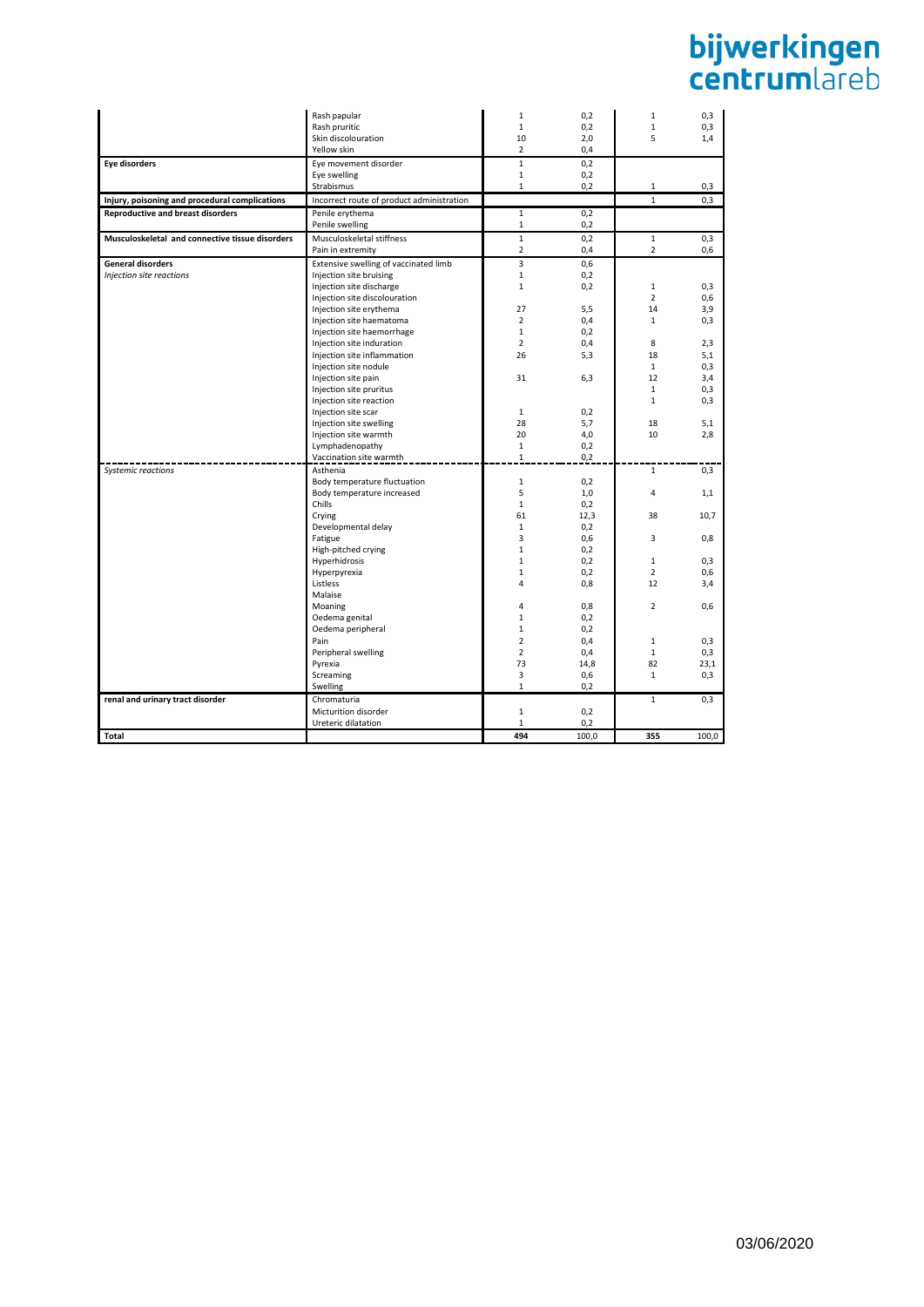|  |  |  |  |  |  |
|---|---|---|---|---|---|
|  | Rash papular | 1 | 0,2 | 1 | 0,3 |
|  | Rash pruritic | 1 | 0,2 | 1 | 0,3 |
|  | Skin discolouration | 10 | 2,0 | 5 | 1,4 |
|  | Yellow skin | 2 | 0,4 |  |  |
| **Eye disorders** | Eye movement disorder | 1 | 0,2 |  |  |
|  | Eye swelling | 1 | 0,2 |  |  |
|  | Strabismus | 1 | 0,2 | 1 | 0,3 |
| **Injury, poisoning and procedural complications** | Incorrect route of product administration |  |  | 1 | 0,3 |
| **Reproductive and breast disorders** | Penile erythema | 1 | 0,2 |  |  |
|  | Penile swelling | 1 | 0,2 |  |  |
| **Musculoskeletal and connective tissue disorders** | Musculoskeletal stiffness | 1 | 0,2 | 1 | 0,3 |
|  | Pain in extremity | 2 | 0,4 | 2 | 0,6 |
| **General disorders** | Extensive swelling of vaccinated limb | 3 | 0,6 |  |  |
| *Injection site reactions* | Injection site bruising | 1 | 0,2 |  |  |
|  | Injection site discharge | 1 | 0,2 | 1 | 0,3 |
|  | Injection site discolouration |  |  | 2 | 0,6 |
|  | Injection site erythema | 27 | 5,5 | 14 | 3,9 |
|  | Injection site haematoma | 2 | 0,4 | 1 | 0,3 |
|  | Injection site haemorrhage | 1 | 0,2 |  |  |
|  | Injection site induration | 2 | 0,4 | 8 | 2,3 |
|  | Injection site inflammation | 26 | 5,3 | 18 | 5,1 |
|  | Injection site nodule |  |  | 1 | 0,3 |
|  | Injection site pain | 31 | 6,3 | 12 | 3,4 |
|  | Injection site pruritus |  |  | 1 | 0,3 |
|  | Injection site reaction |  |  | 1 | 0,3 |
|  | Injection site scar | 1 | 0,2 |  |  |
|  | Injection site swelling | 28 | 5,7 | 18 | 5,1 |
|  | Injection site warmth | 20 | 4,0 | 10 | 2,8 |
|  | Lymphadenopathy | 1 | 0,2 |  |  |
|  | Vaccination site warmth | 1 | 0,2 |  |  |
| *Systemic reactions* | Asthenia |  |  | 1 | 0,3 |
|  | Body temperature fluctuation | 1 | 0,2 |  |  |
|  | Body temperature increased | 5 | 1,0 | 4 | 1,1 |
|  | Chills | 1 | 0,2 |  |  |
|  | Crying | 61 | 12,3 | 38 | 10,7 |
|  | Developmental delay | 1 | 0,2 |  |  |
|  | Fatigue | 3 | 0,6 | 3 | 0,8 |
|  | High-pitched crying | 1 | 0,2 |  |  |
|  | Hyperhidrosis | 1 | 0,2 | 1 | 0,3 |
|  | Hyperpyrexia | 1 | 0,2 | 2 | 0,6 |
|  | Listless | 4 | 0,8 | 12 | 3,4 |
|  | Malaise |  |  |  |  |
|  | Moaning | 4 | 0,8 | 2 | 0,6 |
|  | Oedema genital | 1 | 0,2 |  |  |
|  | Oedema peripheral | 1 | 0,2 |  |  |
|  | Pain | 2 | 0,4 | 1 | 0,3 |
|  | Peripheral swelling | 2 | 0,4 | 1 | 0,3 |
|  | Pyrexia | 73 | 14,8 | 82 | 23,1 |
|  | Screaming | 3 | 0,6 | 1 | 0,3 |
|  | Swelling | 1 | 0,2 |  |  |
| **renal and urinary tract disorder** | Chromaturia |  |  | 1 | 0,3 |
|  | Micturition disorder | 1 | 0,2 |  |  |
|  | Ureteric dilatation | 1 | 0,2 |  |  |
| **Total** |  | **494** | 100,0 | **355** | 100,0 |

03/06/2020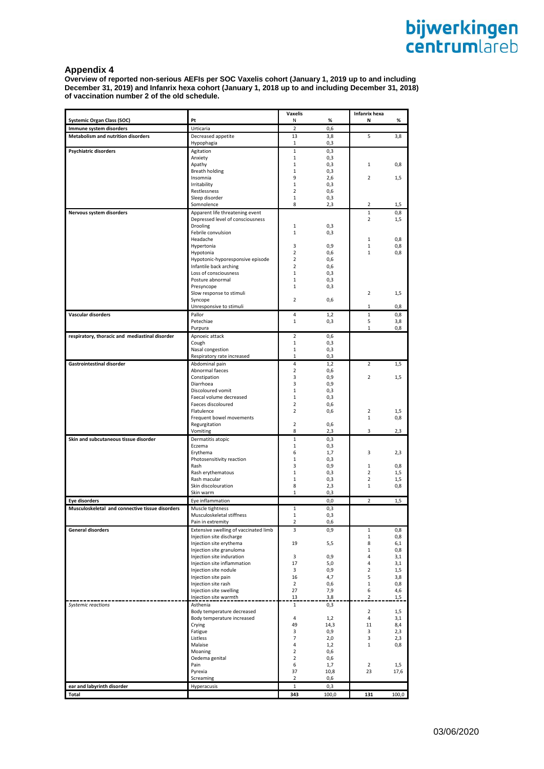## Appendix 4

**Overview of reported non-serious AEFIs per SOC Vaxelis cohort (January 1, 2019 up to and including December 31, 2019) and Infanrix hexa cohort (January 1, 2018 up to and including December 31, 2018) of vaccination number 2 of the old schedule.**

| Systemic Organ Class (SOC) | Pt | Vaxelis N | Vaxelis % | Infanrix hexa N | Infanrix hexa % |
|---|---|---|---|---|---|
| **Immune system disorders** | Urticaria | 2 | 0,6 | | |
| **Metabolism and nutrition disorders** | Decreased appetite | 13 | 3,8 | 5 | 3,8 |
| | Hypophagia | 1 | 0,3 | | |
| **Psychiatric disorders** | Agitation | 1 | 0,3 | | |
| | Anxiety | 1 | 0,3 | | |
| | Apathy | 1 | 0,3 | 1 | 0,8 |
| | Breath holding | 1 | 0,3 | | |
| | Insomnia | 9 | 2,6 | 2 | 1,5 |
| | Irritability | 1 | 0,3 | | |
| | Restlessness | 2 | 0,6 | | |
| | Sleep disorder | 1 | 0,3 | | |
| | Somnolence | 8 | 2,3 | 2 | 1,5 |
| **Nervous system disorders** | Apparent life threatening event | | | 1 | 0,8 |
| | Depressed level of consciousness | | | 2 | 1,5 |
| | Drooling | 1 | 0,3 | | |
| | Febrile convulsion | 1 | 0,3 | | |
| | Headache | | | 1 | 0,8 |
| | Hypertonia | 3 | 0,9 | 1 | 0,8 |
| | Hypotonia | 2 | 0,6 | 1 | 0,8 |
| | Hypotonic-hyporesponsive episode | 2 | 0,6 | | |
| | Infantile back arching | 2 | 0,6 | | |
| | Loss of consciousness | 1 | 0,3 | | |
| | Posture abnormal | 1 | 0,3 | | |
| | Presyncope | 1 | 0,3 | | |
| | Slow response to stimuli | | | 2 | 1,5 |
| | Syncope | 2 | 0,6 | | |
| | Unresponsive to stimuli | | | 1 | 0,8 |
| **Vascular disorders** | Pallor | 4 | 1,2 | 1 | 0,8 |
| | Petechiae | 1 | 0,3 | 5 | 3,8 |
| | Purpura | | | 1 | 0,8 |
| **respiratory, thoracic and mediastinal disorder** | Apnoeic attack | 2 | 0,6 | | |
| | Cough | 1 | 0,3 | | |
| | Nasal congestion | 1 | 0,3 | | |
| | Respiratory rate increased | 1 | 0,3 | | |
| **Gastrointestinal disorder** | Abdominal pain | 4 | 1,2 | 2 | 1,5 |
| | Abnormal faeces | 2 | 0,6 | | |
| | Constipation | 3 | 0,9 | 2 | 1,5 |
| | Diarrhoea | 3 | 0,9 | | |
| | Discoloured vomit | 1 | 0,3 | | |
| | Faecal volume decreased | 1 | 0,3 | | |
| | Faeces discoloured | 2 | 0,6 | | |
| | Flatulence | 2 | 0,6 | 2 | 1,5 |
| | Frequent bowel movements | | | 1 | 0,8 |
| | Regurgitation | 2 | 0,6 | | |
| | Vomiting | 8 | 2,3 | 3 | 2,3 |
| **Skin and subcutaneous tissue disorder** | Dermatitis atopic | 1 | 0,3 | | |
| | Eczema | 1 | 0,3 | | |
| | Erythema | 6 | 1,7 | 3 | 2,3 |
| | Photosensitivity reaction | 1 | 0,3 | | |
| | Rash | 3 | 0,9 | 1 | 0,8 |
| | Rash erythematous | 1 | 0,3 | 2 | 1,5 |
| | Rash macular | 1 | 0,3 | 2 | 1,5 |
| | Skin discolouration | 8 | 2,3 | 1 | 0,8 |
| | Skin warm | 1 | 0,3 | | |
| **Eye disorders** | Eye inflammation | | 0,0 | 2 | 1,5 |
| **Musculoskeletal and connective tissue disorders** | Muscle tightness | 1 | 0,3 | | |
| | Musculoskeletal stiffness | 1 | 0,3 | | |
| | Pain in extremity | 2 | 0,6 | | |
| **General disorders** | Extensive swelling of vaccinated limb | 3 | 0,9 | 1 | 0,8 |
| | Injection site discharge | | | 1 | 0,8 |
| | Injection site erythema | 19 | 5,5 | 8 | 6,1 |
| | Injection site granuloma | | | 1 | 0,8 |
| | Injection site induration | 3 | 0,9 | 4 | 3,1 |
| | Injection site inflammation | 17 | 5,0 | 4 | 3,1 |
| | Injection site nodule | 3 | 0,9 | 2 | 1,5 |
| | Injection site pain | 16 | 4,7 | 5 | 3,8 |
| | Injection site rash | 2 | 0,6 | 1 | 0,8 |
| | Injection site swelling | 27 | 7,9 | 6 | 4,6 |
| | Injection site warmth | 13 | 3,8 | 2 | 1,5 |
| *Systemic reactions* | Asthenia | 1 | 0,3 | | |
| | Body temperature decreased | | | 2 | 1,5 |
| | Body temperature increased | 4 | 1,2 | 4 | 3,1 |
| | Crying | 49 | 14,3 | 11 | 8,4 |
| | Fatigue | 3 | 0,9 | 3 | 2,3 |
| | Listless | 7 | 2,0 | 3 | 2,3 |
| | Malaise | 4 | 1,2 | 1 | 0,8 |
| | Moaning | 2 | 0,6 | | |
| | Oedema genital | 2 | 0,6 | | |
| | Pain | 6 | 1,7 | 2 | 1,5 |
| | Pyrexia | 37 | 10,8 | 23 | 17,6 |
| | Screaming | 2 | 0,6 | | |
| **ear and labyrinth disorder** | Hyperacusis | 1 | 0,3 | | |
| **Total** | | **343** | 100,0 | **131** | 100,0 |

03/06/2020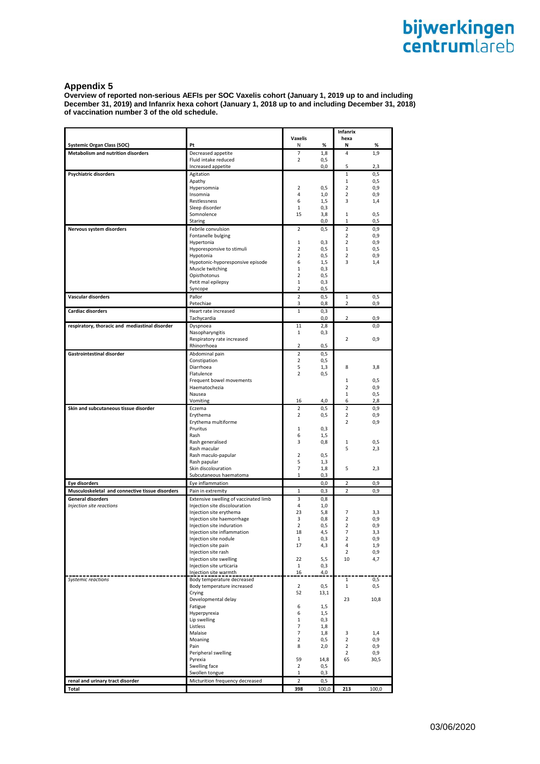## Appendix 5

**Overview of reported non-serious AEFIs per SOC Vaxelis cohort (January 1, 2019 up to and including December 31, 2019) and Infanrix hexa cohort (January 1, 2018 up to and including December 31, 2018) of vaccination number 3 of the old schedule.**

| Systemic Organ Class (SOC) | Pt | Vaxelis N | Vaxelis % | Infanrix hexa N | Infanrix hexa % |
|---|---|---|---|---|---|
| **Metabolism and nutrition disorders** | Decreased appetite | 7 | 1,8 | 4 | 1,9 |
| | Fluid intake reduced | 2 | 0,5 | | |
| | Increased appetite | | 0,0 | 5 | 2,3 |
| **Psychiatric disorders** | Agitation | | | 1 | 0,5 |
| | Apathy | | | 1 | 0,5 |
| | Hypersomnia | 2 | 0,5 | 2 | 0,9 |
| | Insomnia | 4 | 1,0 | 2 | 0,9 |
| | Restlessness | 6 | 1,5 | 3 | 1,4 |
| | Sleep disorder | 1 | 0,3 | | |
| | Somnolence | 15 | 3,8 | 1 | 0,5 |
| | Staring | | 0,0 | 1 | 0,5 |
| **Nervous system disorders** | Febrile convulsion | 2 | 0,5 | 2 | 0,9 |
| | Fontanelle bulging | | | 2 | 0,9 |
| | Hypertonia | 1 | 0,3 | 2 | 0,9 |
| | Hyporesponsive to stimuli | 2 | 0,5 | 1 | 0,5 |
| | Hypotonia | 2 | 0,5 | 2 | 0,9 |
| | Hypotonic-hyporesponsive episode | 6 | 1,5 | 3 | 1,4 |
| | Muscle twitching | 1 | 0,3 | | |
| | Opisthotonus | 2 | 0,5 | | |
| | Petit mal epilepsy | 1 | 0,3 | | |
| | Syncope | 2 | 0,5 | | |
| **Vascular disorders** | Pallor | 2 | 0,5 | 1 | 0,5 |
| | Petechiae | 3 | 0,8 | 2 | 0,9 |
| **Cardiac disorders** | Heart rate increased | 1 | 0,3 | | |
| | Tachycardia | | 0,0 | 2 | 0,9 |
| **respiratory, thoracic and mediastinal disorder** | Dyspnoea | 11 | 2,8 | | 0,0 |
| | Nasopharyngitis | 1 | 0,3 | | |
| | Respiratory rate increased | | | 2 | 0,9 |
| | Rhinorrhoea | 2 | 0,5 | | |
| **Gastrointestinal disorder** | Abdominal pain | 2 | 0,5 | | |
| | Constipation | 2 | 0,5 | | |
| | Diarrhoea | 5 | 1,3 | 8 | 3,8 |
| | Flatulence | 2 | 0,5 | | |
| | Frequent bowel movements | | | 1 | 0,5 |
| | Haematochezia | | | 2 | 0,9 |
| | Nausea | | | 1 | 0,5 |
| | Vomiting | 16 | 4,0 | 6 | 2,8 |
| **Skin and subcutaneous tissue disorder** | Eczema | 2 | 0,5 | 2 | 0,9 |
| | Erythema | 2 | 0,5 | 2 | 0,9 |
| | Erythema multiforme | | | 2 | 0,9 |
| | Pruritus | 1 | 0,3 | | |
| | Rash | 6 | 1,5 | | |
| | Rash generalised | 3 | 0,8 | 1 | 0,5 |
| | Rash macular | | | 5 | 2,3 |
| | Rash maculo-papular | 2 | 0,5 | | |
| | Rash papular | 5 | 1,3 | | |
| | Skin discolouration | 7 | 1,8 | 5 | 2,3 |
| | Subcutaneous haematoma | 1 | 0,3 | | |
| **Eye disorders** | Eye inflammation | | 0,0 | 2 | 0,9 |
| **Musculoskeletal and connective tissue disorders** | Pain in extremity | 1 | 0,3 | 2 | 0,9 |
| **General disorders** | Extensive swelling of vaccinated limb | 3 | 0,8 | | |
| *Injection site reactions* | Injection site discolouration | 4 | 1,0 | | |
| | Injection site erythema | 23 | 5,8 | 7 | 3,3 |
| | Injection site haemorrhage | 3 | 0,8 | 2 | 0,9 |
| | Injection site induration | 2 | 0,5 | 2 | 0,9 |
| | Injection site inflammation | 18 | 4,5 | 7 | 3,3 |
| | Injection site nodule | 1 | 0,3 | 2 | 0,9 |
| | Injection site pain | 17 | 4,3 | 4 | 1,9 |
| | Injection site rash | | | 2 | 0,9 |
| | Injection site swelling | 22 | 5,5 | 10 | 4,7 |
| | Injection site urticaria | 1 | 0,3 | | |
| | Injection site warmth | 16 | 4,0 | | |
| *Systemic reactions* | Body temperature decreased | | | 1 | 0,5 |
| | Body temperature increased | 2 | 0,5 | 1 | 0,5 |
| | Crying | 52 | 13,1 | | |
| | Developmental delay | | | 23 | 10,8 |
| | Fatigue | 6 | 1,5 | | |
| | Hyperpyrexia | 6 | 1,5 | | |
| | Lip swelling | 1 | 0,3 | | |
| | Listless | 7 | 1,8 | | |
| | Malaise | 7 | 1,8 | 3 | 1,4 |
| | Moaning | 2 | 0,5 | 2 | 0,9 |
| | Pain | 8 | 2,0 | 2 | 0,9 |
| | Peripheral swelling | | | 2 | 0,9 |
| | Pyrexia | 59 | 14,8 | 65 | 30,5 |
| | Swelling face | 2 | 0,5 | | |
| | Swollen tongue | 1 | 0,3 | | |
| **renal and urinary tract disorder** | Micturition frequency decreased | 2 | 0,5 | | |
| **Total** | | **398** | 100,0 | **213** | 100,0 |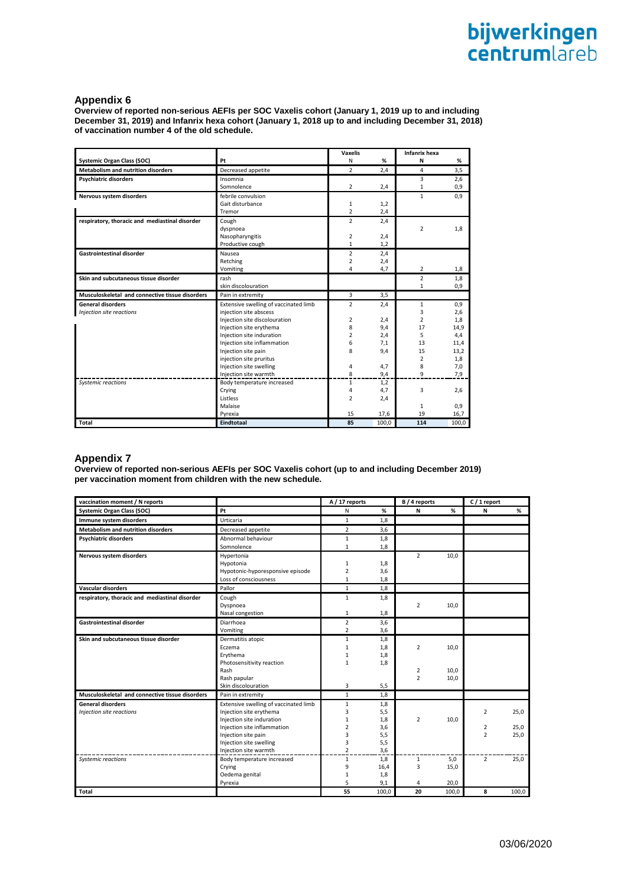## Appendix 6

**Overview of reported non-serious AEFIs per SOC Vaxelis cohort (January 1, 2019 up to and including December 31, 2019) and Infanrix hexa cohort (January 1, 2018 up to and including December 31, 2018) of vaccination number 4 of the old schedule.**

| | | Vaxelis | | Infanrix hexa | |
|---|---|---|---|---|---|
| **Systemic Organ Class (SOC)** | **Pt** | N | % | **N** | **%** |
| **Metabolism and nutrition disorders** | Decreased appetite | 2 | 2,4 | 4 | 3,5 |
| **Psychiatric disorders** | Insomnia | | | 3 | 2,6 |
| | Somnolence | 2 | 2,4 | 1 | 0,9 |
| **Nervous system disorders** | febrile convulsion | | | 1 | 0,9 |
| | Gait disturbance | 1 | 1,2 | | |
| | Tremor | 2 | 2,4 | | |
| **respiratory, thoracic and mediastinal disorder** | Cough | 2 | 2,4 | | |
| | dyspnoea | | | 2 | 1,8 |
| | Nasopharyngitis | 2 | 2,4 | | |
| | Productive cough | 1 | 1,2 | | |
| **Gastrointestinal disorder** | Nausea | 2 | 2,4 | | |
| | Retching | 2 | 2,4 | | |
| | Vomiting | 4 | 4,7 | 2 | 1,8 |
| **Skin and subcutaneous tissue disorder** | rash | | | 2 | 1,8 |
| | skin discolouration | | | 1 | 0,9 |
| **Musculoskeletal and connective tissue disorders** | Pain in extremity | 3 | 3,5 | | |
| **General disorders** | Extensive swelling of vaccinated limb | 2 | 2,4 | 1 | 0,9 |
| *Injection site reactions* | injection site abscess | | | 3 | 2,6 |
| | Injection site discolouration | 2 | 2,4 | 2 | 1,8 |
| | Injection site erythema | 8 | 9,4 | 17 | 14,9 |
| | Injection site induration | 2 | 2,4 | 5 | 4,4 |
| | Injection site inflammation | 6 | 7,1 | 13 | 11,4 |
| | Injection site pain | 8 | 9,4 | 15 | 13,2 |
| | injection site pruritus | | | 2 | 1,8 |
| | Injection site swelling | 4 | 4,7 | 8 | 7,0 |
| | Injection site warmth | 8 | 9,4 | 9 | 7,9 |
| *Systemic reactions* | Body temperature increased | 1 | 1,2 | | |
| | Crying | 4 | 4,7 | 3 | 2,6 |
| | Listless | 2 | 2,4 | | |
| | Malaise | | | 1 | 0,9 |
| | Pyrexia | 15 | 17,6 | 19 | 16,7 |
| **Total** | **Eindtotaal** | **85** | 100,0 | **114** | 100,0 |

## Appendix 7

**Overview of reported non-serious AEFIs per SOC Vaxelis cohort (up to and including December 2019) per vaccination moment from children with the new schedule.**

| vaccination moment / N reports | | A / 17 reports | | B / 4 reports | | C / 1 report | |
|---|---|---|---|---|---|---|---|
| **Systemic Organ Class (SOC)** | **Pt** | N | % | **N** | **%** | **N** | **%** |
| **Immune system disorders** | Urticaria | 1 | 1,8 | | | | |
| **Metabolism and nutrition disorders** | Decreased appetite | 2 | 3,6 | | | | |
| **Psychiatric disorders** | Abnormal behaviour | 1 | 1,8 | | | | |
| | Somnolence | 1 | 1,8 | | | | |
| **Nervous system disorders** | Hypertonia | | | 2 | 10,0 | | |
| | Hypotonia | 1 | 1,8 | | | | |
| | Hypotonic-hyporesponsive episode | 2 | 3,6 | | | | |
| | Loss of consciousness | 1 | 1,8 | | | | |
| **Vascular disorders** | Pallor | 1 | 1,8 | | | | |
| **respiratory, thoracic and mediastinal disorder** | Cough | 1 | 1,8 | | | | |
| | Dyspnoea | | | 2 | 10,0 | | |
| | Nasal congestion | 1 | 1,8 | | | | |
| **Gastrointestinal disorder** | Diarrhoea | 2 | 3,6 | | | | |
| | Vomiting | 2 | 3,6 | | | | |
| **Skin and subcutaneous tissue disorder** | Dermatitis atopic | 1 | 1,8 | | | | |
| | Eczema | 1 | 1,8 | 2 | 10,0 | | |
| | Erythema | 1 | 1,8 | | | | |
| | Photosensitivity reaction | 1 | 1,8 | | | | |
| | Rash | | | 2 | 10,0 | | |
| | Rash papular | | | 2 | 10,0 | | |
| | Skin discolouration | 3 | 5,5 | | | | |
| **Musculoskeletal and connective tissue disorders** | Pain in extremity | 1 | 1,8 | | | | |
| **General disorders** | Extensive swelling of vaccinated limb | 1 | 1,8 | | | | |
| *Injection site reactions* | Injection site erythema | 3 | 5,5 | | | 2 | 25,0 |
| | Injection site induration | 1 | 1,8 | 2 | 10,0 | | |
| | Injection site inflammation | 2 | 3,6 | | | 2 | 25,0 |
| | Injection site pain | 3 | 5,5 | | | 2 | 25,0 |
| | Injection site swelling | 3 | 5,5 | | | | |
| | Injection site warmth | 2 | 3,6 | | | | |
| *Systemic reactions* | Body temperature increased | 1 | 1,8 | 1 | 5,0 | 2 | 25,0 |
| | Crying | 9 | 16,4 | 3 | 15,0 | | |
| | Oedema genital | 1 | 1,8 | | | | |
| | Pyrexia | 5 | 9,1 | 4 | 20,0 | | |
| **Total** | | **55** | 100,0 | **20** | 100,0 | **8** | 100,0 |

03/06/2020